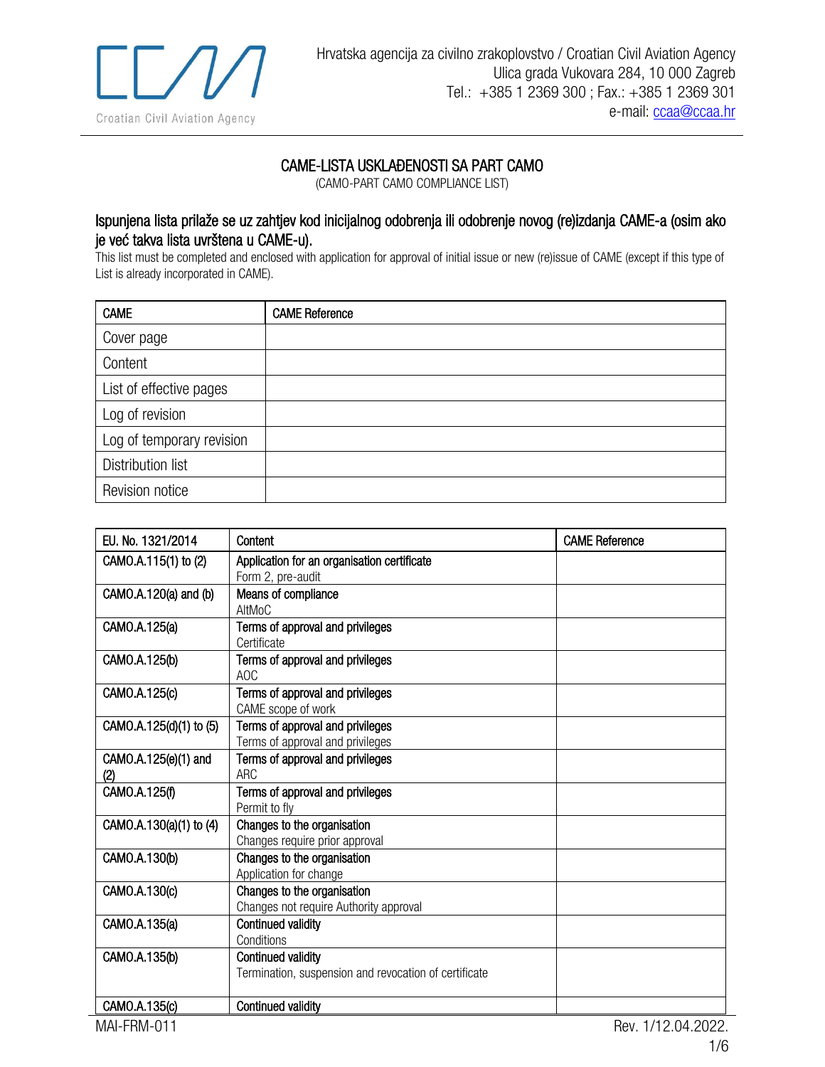Hrvatska agencija za civilno zrakoplovstvo / Croatian Civil Aviation Agency
Ulica grada Vukovara 284, 10 000 Zagreb
Tel.: +385 1 2369 300 ; Fax.: +385 1 2369 301
e-mail: ccaa@ccaa.hr

# CAME-LISTA USKLAĐENOSTI SA PART CAMO

(CAMO-PART CAMO COMPLIANCE LIST)

## Ispunjena lista prilaže se uz zahtjev kod inicijalnog odobrenja ili odobrenje novog (re)izdanja CAME-a (osim ako je već takva lista uvrštena u CAME-u).

This list must be completed and enclosed with application for approval of initial issue or new (re)issue of CAME (except if this type of List is already incorporated in CAME).

| CAME | CAME Reference |
|---|---|
| Cover page | |
| Content | |
| List of effective pages | |
| Log of revision | |
| Log of temporary revision | |
| Distribution list | |
| Revision notice | |

| EU. No. 1321/2014 | Content | CAME Reference |
|---|---|---|
| CAMO.A.115(1) to (2) | Application for an organisation certificate<br>Form 2, pre-audit | |
| CAMO.A.120(a) and (b) | Means of compliance<br>AltMoC | |
| CAMO.A.125(a) | Terms of approval and privileges<br>Certificate | |
| CAMO.A.125(b) | Terms of approval and privileges<br>AOC | |
| CAMO.A.125(c) | Terms of approval and privileges<br>CAME scope of work | |
| CAMO.A.125(d)(1) to (5) | Terms of approval and privileges<br>Terms of approval and privileges | |
| CAMO.A.125(e)(1) and (2) | Terms of approval and privileges<br>ARC | |
| CAMO.A.125(f) | Terms of approval and privileges<br>Permit to fly | |
| CAMO.A.130(a)(1) to (4) | Changes to the organisation<br>Changes require prior approval | |
| CAMO.A.130(b) | Changes to the organisation<br>Application for change | |
| CAMO.A.130(c) | Changes to the organisation<br>Changes not require Authority approval | |
| CAMO.A.135(a) | Continued validity<br>Conditions | |
| CAMO.A.135(b) | Continued validity<br>Termination, suspension and revocation of certificate | |
| CAMO.A.135(c) | Continued validity | |

MAI-FRM-011 Rev. 1/12.04.2022.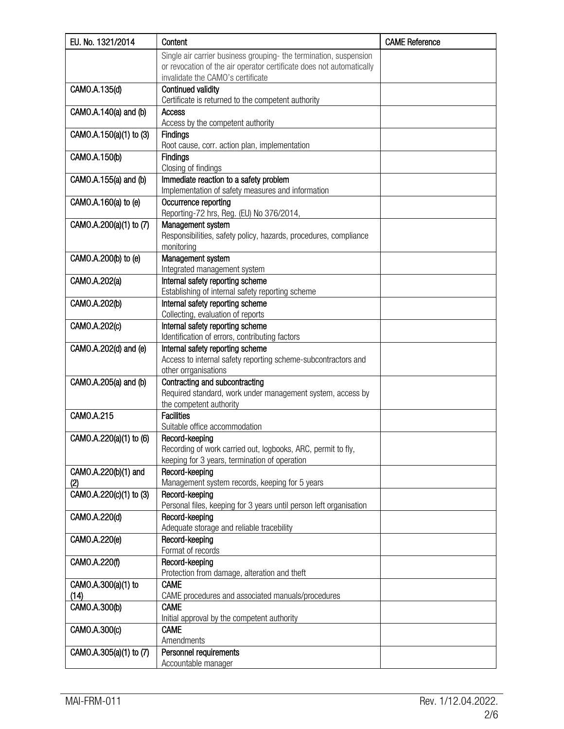| EU. No. 1321/2014 | Content | CAME Reference |
|---|---|---|
| | Single air carrier business grouping- the termination, suspension or revocation of the air operator certificate does not automatically invalidate the CAMO's certificate | |
| CAMO.A.135(d) | **Continued validity**<br>Certificate is returned to the competent authority | |
| CAMO.A.140(a) and (b) | **Access**<br>Access by the competent authority | |
| CAMO.A.150(a)(1) to (3) | **Findings**<br>Root cause, corr. action plan, implementation | |
| CAMO.A.150(b) | **Findings**<br>Closing of findings | |
| CAMO.A.155(a) and (b) | **Immediate reaction to a safety problem**<br>Implementation of safety measures and information | |
| CAMO.A.160(a) to (e) | **Occurrence reporting**<br>Reporting-72 hrs, Reg. (EU) No 376/2014, | |
| CAMO.A.200(a)(1) to (7) | **Management system**<br>Responsibilities, safety policy, hazards, procedures, compliance monitoring | |
| CAMO.A.200(b) to (e) | **Management system**<br>Integrated management system | |
| CAMO.A.202(a) | **Internal safety reporting scheme**<br>Establishing of internal safety reporting scheme | |
| CAMO.A.202(b) | **Internal safety reporting scheme**<br>Collecting, evaluation of reports | |
| CAMO.A.202(c) | **Internal safety reporting scheme**<br>Identification of errors, contributing factors | |
| CAMO.A.202(d) and (e) | **Internal safety reporting scheme**<br>Access to internal safety reporting scheme-subcontractors and other orrganisations | |
| CAMO.A.205(a) and (b) | **Contracting and subcontracting**<br>Required standard, work under management system, access by the competent authority | |
| CAMO.A.215 | **Facilities**<br>Suitable office accommodation | |
| CAMO.A.220(a)(1) to (6) | **Record-keeping**<br>Recording of work carried out, logbooks, ARC, permit to fly, keeping for 3 years, termination of operation | |
| CAMO.A.220(b)(1) and (2) | **Record-keeping**<br>Management system records, keeping for 5 years | |
| CAMO.A.220(c)(1) to (3) | **Record-keeping**<br>Personal files, keeping for 3 years until person left organisation | |
| CAMO.A.220(d) | **Record-keeping**<br>Adequate storage and reliable tracebility | |
| CAMO.A.220(e) | **Record-keeping**<br>Format of records | |
| CAMO.A.220(f) | **Record-keeping**<br>Protection from damage, alteration and theft | |
| CAMO.A.300(a)(1) to (14) | **CAME**<br>CAME procedures and associated manuals/procedures | |
| CAMO.A.300(b) | **CAME**<br>Initial approval by the competent authority | |
| CAMO.A.300(c) | **CAME**<br>Amendments | |
| CAMO.A.305(a)(1) to (7) | **Personnel requirements**<br>Accountable manager | |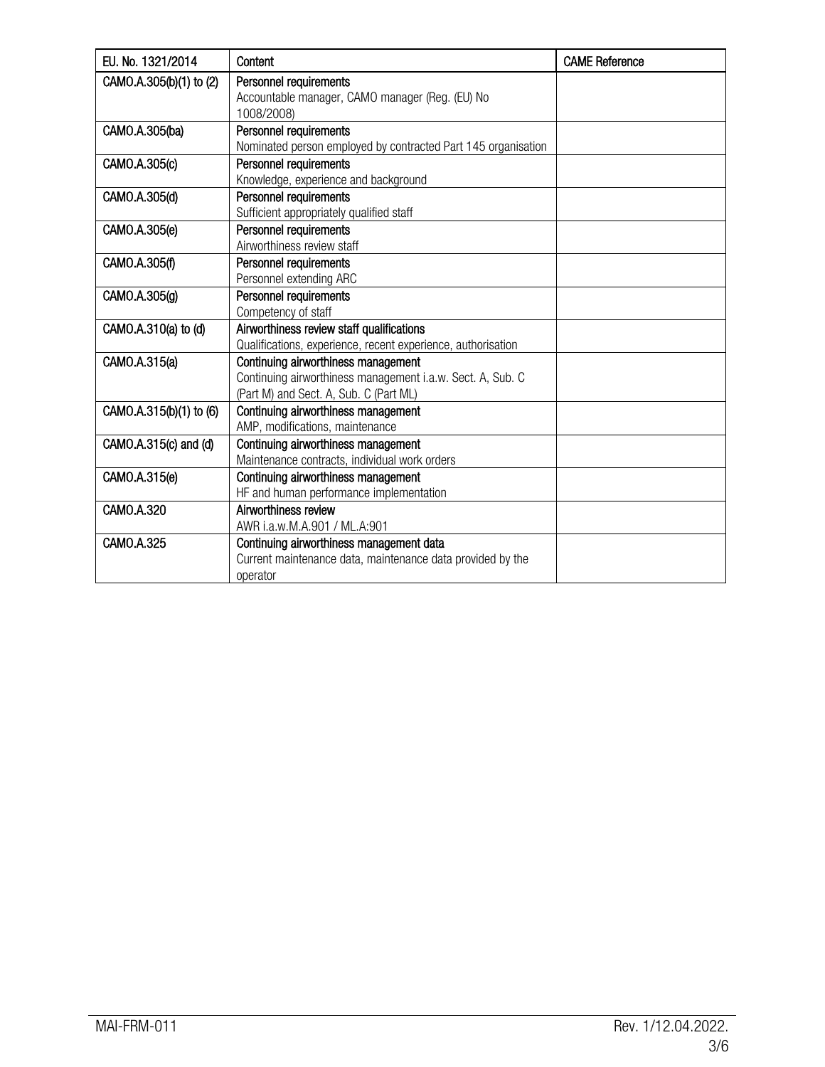| EU. No. 1321/2014 | Content | CAME Reference |
|---|---|---|
| CAMO.A.305(b)(1) to (2) | Personnel requirements<br>Accountable manager, CAMO manager (Reg. (EU) No 1008/2008) | |
| CAMO.A.305(ba) | Personnel requirements<br>Nominated person employed by contracted Part 145 organisation | |
| CAMO.A.305(c) | Personnel requirements<br>Knowledge, experience and background | |
| CAMO.A.305(d) | Personnel requirements<br>Sufficient appropriately qualified staff | |
| CAMO.A.305(e) | Personnel requirements<br>Airworthiness review staff | |
| CAMO.A.305(f) | Personnel requirements<br>Personnel extending ARC | |
| CAMO.A.305(g) | Personnel requirements<br>Competency of staff | |
| CAMO.A.310(a) to (d) | Airworthiness review staff qualifications<br>Qualifications, experience, recent experience, authorisation | |
| CAMO.A.315(a) | Continuing airworthiness management<br>Continuing airworthiness management i.a.w. Sect. A, Sub. C (Part M) and Sect. A, Sub. C (Part ML) | |
| CAMO.A.315(b)(1) to (6) | Continuing airworthiness management<br>AMP, modifications, maintenance | |
| CAMO.A.315(c) and (d) | Continuing airworthiness management<br>Maintenance contracts, individual work orders | |
| CAMO.A.315(e) | Continuing airworthiness management<br>HF and human performance implementation | |
| CAMO.A.320 | Airworthiness review<br>AWR i.a.w.M.A.901 / ML.A:901 | |
| CAMO.A.325 | Continuing airworthiness management data<br>Current maintenance data, maintenance data provided by the operator | |

MAI-FRM-011 Rev. 1/12.04.2022.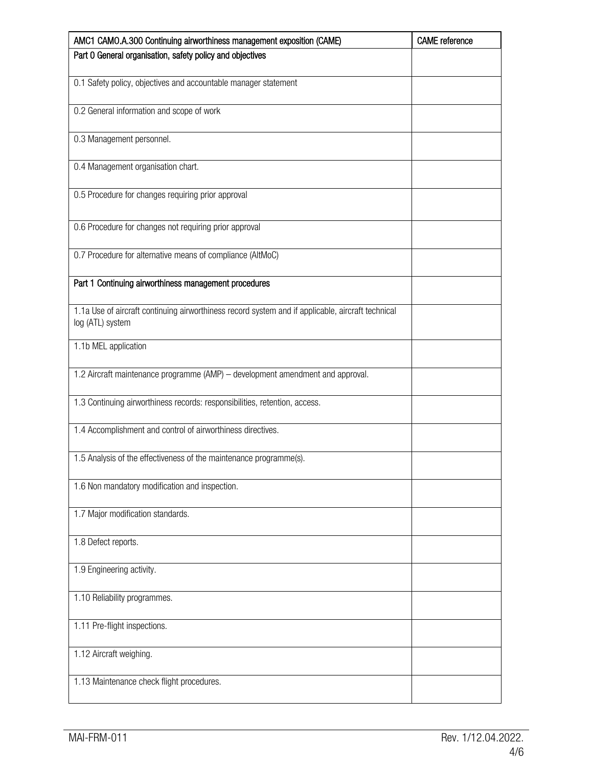| AMC1 CAMO.A.300 Continuing airworthiness management exposition (CAME) | CAME reference |
|---|---|
| Part 0 General organisation, safety policy and objectives | |
| 0.1 Safety policy, objectives and accountable manager statement | |
| 0.2 General information and scope of work | |
| 0.3 Management personnel. | |
| 0.4 Management organisation chart. | |
| 0.5 Procedure for changes requiring prior approval | |
| 0.6 Procedure for changes not requiring prior approval | |
| 0.7 Procedure for alternative means of compliance (AltMoC) | |
| Part 1 Continuing airworthiness management procedures | |
| 1.1a Use of aircraft continuing airworthiness record system and if applicable, aircraft technical log (ATL) system | |
| 1.1b MEL application | |
| 1.2 Aircraft maintenance programme (AMP) – development amendment and approval. | |
| 1.3 Continuing airworthiness records: responsibilities, retention, access. | |
| 1.4 Accomplishment and control of airworthiness directives. | |
| 1.5 Analysis of the effectiveness of the maintenance programme(s). | |
| 1.6 Non mandatory modification and inspection. | |
| 1.7 Major modification standards. | |
| 1.8 Defect reports. | |
| 1.9 Engineering activity. | |
| 1.10 Reliability programmes. | |
| 1.11 Pre-flight inspections. | |
| 1.12 Aircraft weighing. | |
| 1.13 Maintenance check flight procedures. | |

MAI-FRM-011 Rev. 1/12.04.2022.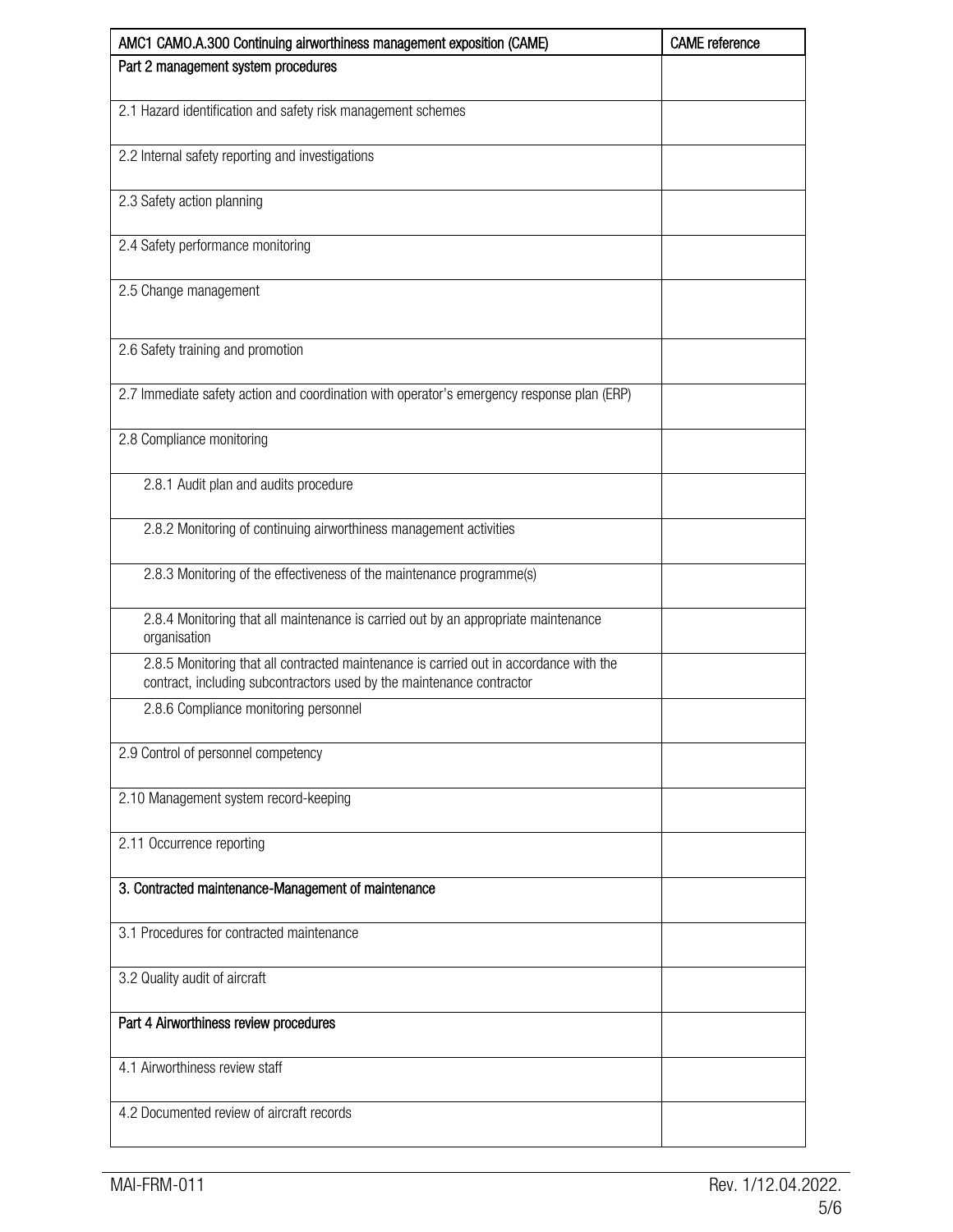| AMC1 CAMO.A.300 Continuing airworthiness management exposition (CAME) | CAME reference |
| --- | --- |
| **Part 2 management system procedures** | |
| 2.1 Hazard identification and safety risk management schemes | |
| 2.2 Internal safety reporting and investigations | |
| 2.3 Safety action planning | |
| 2.4 Safety performance monitoring | |
| 2.5 Change management | |
| 2.6 Safety training and promotion | |
| 2.7 Immediate safety action and coordination with operator's emergency response plan (ERP) | |
| 2.8 Compliance monitoring | |
| 2.8.1 Audit plan and audits procedure | |
| 2.8.2 Monitoring of continuing airworthiness management activities | |
| 2.8.3 Monitoring of the effectiveness of the maintenance programme(s) | |
| 2.8.4 Monitoring that all maintenance is carried out by an appropriate maintenance organisation | |
| 2.8.5 Monitoring that all contracted maintenance is carried out in accordance with the contract, including subcontractors used by the maintenance contractor | |
| 2.8.6 Compliance monitoring personnel | |
| 2.9 Control of personnel competency | |
| 2.10 Management system record-keeping | |
| 2.11 Occurrence reporting | |
| **3. Contracted maintenance-Management of maintenance** | |
| 3.1 Procedures for contracted maintenance | |
| 3.2 Quality audit of aircraft | |
| **Part 4 Airworthiness review procedures** | |
| 4.1 Airworthiness review staff | |
| 4.2 Documented review of aircraft records | |

MAI-FRM-011 Rev. 1/12.04.2022.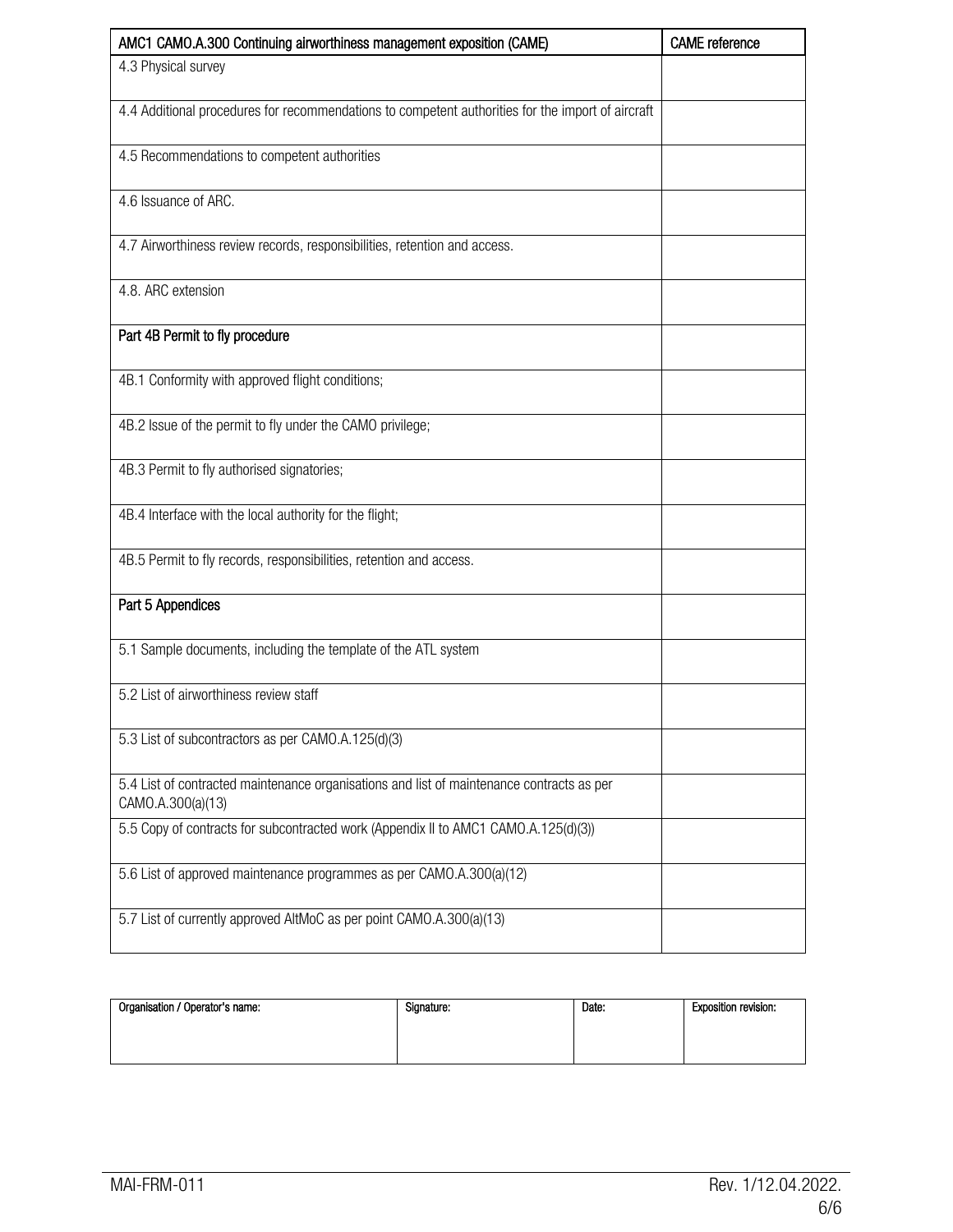| AMC1 CAMO.A.300 Continuing airworthiness management exposition (CAME) | CAME reference |
|---|---|
| 4.3 Physical survey | |
| 4.4 Additional procedures for recommendations to competent authorities for the import of aircraft | |
| 4.5 Recommendations to competent authorities | |
| 4.6 Issuance of ARC. | |
| 4.7 Airworthiness review records, responsibilities, retention and access. | |
| 4.8. ARC extension | |
| Part 4B Permit to fly procedure | |
| 4B.1 Conformity with approved flight conditions; | |
| 4B.2 Issue of the permit to fly under the CAMO privilege; | |
| 4B.3 Permit to fly authorised signatories; | |
| 4B.4 Interface with the local authority for the flight; | |
| 4B.5 Permit to fly records, responsibilities, retention and access. | |
| Part 5 Appendices | |
| 5.1 Sample documents, including the template of the ATL system | |
| 5.2 List of airworthiness review staff | |
| 5.3 List of subcontractors as per CAMO.A.125(d)(3) | |
| 5.4 List of contracted maintenance organisations and list of maintenance contracts as per CAMO.A.300(a)(13) | |
| 5.5 Copy of contracts for subcontracted work (Appendix II to AMC1 CAMO.A.125(d)(3)) | |
| 5.6 List of approved maintenance programmes as per CAMO.A.300(a)(12) | |
| 5.7 List of currently approved AltMoC as per point CAMO.A.300(a)(13) | |

| Organisation / Operator's name: | Signature: | Date: | Exposition revision: |
|---|---|---|---|
| | | | |

MAI-FRM-011 Rev. 1/12.04.2022.